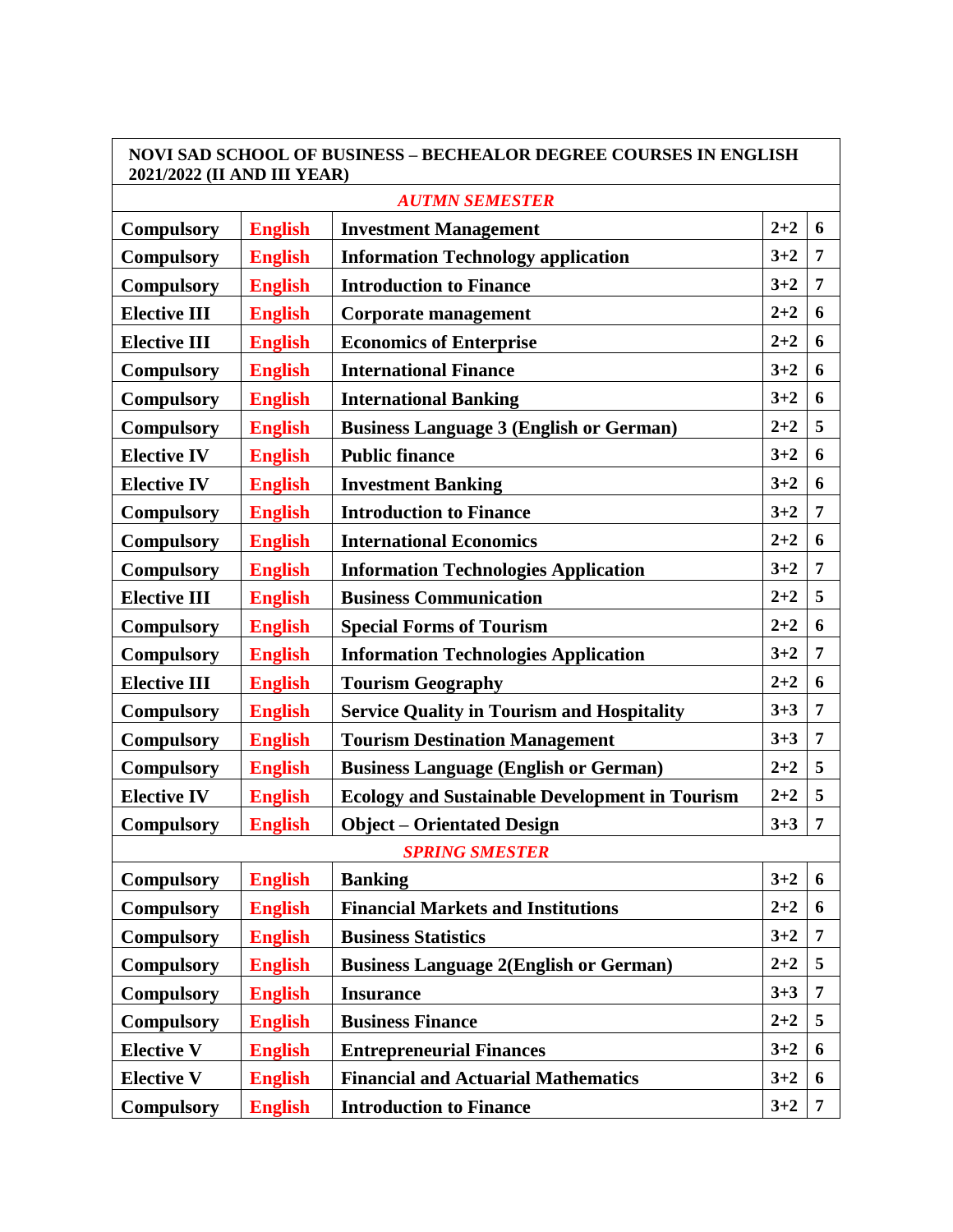| NOVI SAD SCHOOL OF BUSINESS – BECHEALOR DEGREE COURSES IN ENGLISH 2021/2022 (II AND III YEAR) | | | | |
|---|---|---|---|---|
| *AUTMN SEMESTER* | | | | |
| **Compulsory** | **English** | **Investment Management** | **2+2** | **6** |
| **Compulsory** | **English** | **Information Technology application** | **3+2** | **7** |
| **Compulsory** | **English** | **Introduction to Finance** | **3+2** | **7** |
| **Elective III** | **English** | **Corporate management** | **2+2** | **6** |
| **Elective III** | **English** | **Economics of Enterprise** | **2+2** | **6** |
| **Compulsory** | **English** | **International Finance** | **3+2** | **6** |
| **Compulsory** | **English** | **International Banking** | **3+2** | **6** |
| **Compulsory** | **English** | **Business Language 3 (English or German)** | **2+2** | **5** |
| **Elective IV** | **English** | **Public finance** | **3+2** | **6** |
| **Elective IV** | **English** | **Investment Banking** | **3+2** | **6** |
| **Compulsory** | **English** | **Introduction to Finance** | **3+2** | **7** |
| **Compulsory** | **English** | **International Economics** | **2+2** | **6** |
| **Compulsory** | **English** | **Information Technologies Application** | **3+2** | **7** |
| **Elective III** | **English** | **Business Communication** | **2+2** | **5** |
| **Compulsory** | **English** | **Special Forms of Tourism** | **2+2** | **6** |
| **Compulsory** | **English** | **Information Technologies Application** | **3+2** | **7** |
| **Elective III** | **English** | **Tourism Geography** | **2+2** | **6** |
| **Compulsory** | **English** | **Service Quality in Tourism and Hospitality** | **3+3** | **7** |
| **Compulsory** | **English** | **Tourism Destination Management** | **3+3** | **7** |
| **Compulsory** | **English** | **Business Language (English or German)** | **2+2** | **5** |
| **Elective IV** | **English** | **Ecology and Sustainable Development in Tourism** | **2+2** | **5** |
| **Compulsory** | **English** | **Object – Orientated Design** | **3+3** | **7** |
| *SPRING SMESTER* | | | | |
| **Compulsory** | **English** | **Banking** | **3+2** | **6** |
| **Compulsory** | **English** | **Financial Markets and Institutions** | **2+2** | **6** |
| **Compulsory** | **English** | **Business Statistics** | **3+2** | **7** |
| **Compulsory** | **English** | **Business Language 2(English or German)** | **2+2** | **5** |
| **Compulsory** | **English** | **Insurance** | **3+3** | **7** |
| **Compulsory** | **English** | **Business Finance** | **2+2** | **5** |
| **Elective V** | **English** | **Entrepreneurial Finances** | **3+2** | **6** |
| **Elective V** | **English** | **Financial and Actuarial Mathematics** | **3+2** | **6** |
| **Compulsory** | **English** | **Introduction to Finance** | **3+2** | **7** |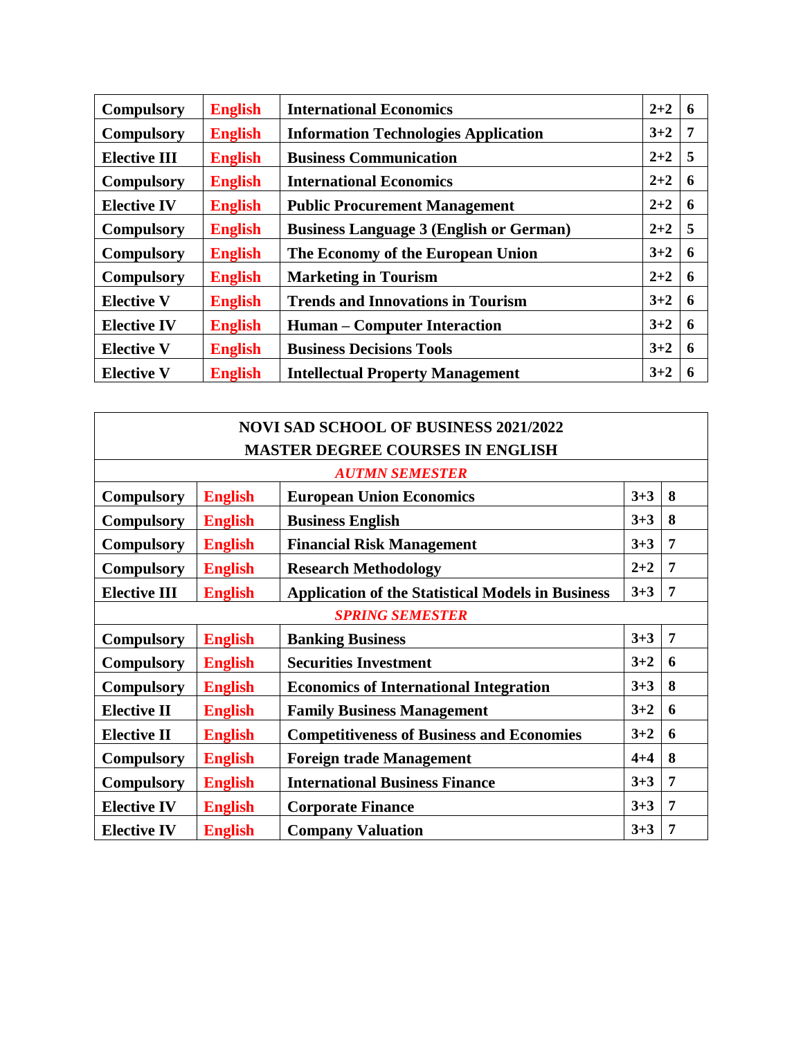| | | | | |
|---|---|---|---|---|
| **Compulsory** | **English** | **International Economics** | **2+2** | **6** |
| **Compulsory** | **English** | **Information Technologies Application** | **3+2** | **7** |
| **Elective III** | **English** | **Business Communication** | **2+2** | **5** |
| **Compulsory** | **English** | **International Economics** | **2+2** | **6** |
| **Elective IV** | **English** | **Public Procurement Management** | **2+2** | **6** |
| **Compulsory** | **English** | **Business Language 3 (English or German)** | **2+2** | **5** |
| **Compulsory** | **English** | **The Economy of the European Union** | **3+2** | **6** |
| **Compulsory** | **English** | **Marketing in Tourism** | **2+2** | **6** |
| **Elective V** | **English** | **Trends and Innovations in Tourism** | **3+2** | **6** |
| **Elective IV** | **English** | **Human – Computer Interaction** | **3+2** | **6** |
| **Elective V** | **English** | **Business Decisions Tools** | **3+2** | **6** |
| **Elective V** | **English** | **Intellectual Property Management** | **3+2** | **6** |

| NOVI SAD SCHOOL OF BUSINESS 2021/2022 MASTER DEGREE COURSES IN ENGLISH | | | | |
|---|---|---|---|---|
| ***AUTMN SEMESTER*** | | | | |
| **Compulsory** | **English** | **European Union Economics** | **3+3** | **8** |
| **Compulsory** | **English** | **Business English** | **3+3** | **8** |
| **Compulsory** | **English** | **Financial Risk Management** | **3+3** | **7** |
| **Compulsory** | **English** | **Research Methodology** | **2+2** | **7** |
| **Elective III** | **English** | **Application of the Statistical Models in Business** | **3+3** | **7** |
| ***SPRING SEMESTER*** | | | | |
| **Compulsory** | **English** | **Banking Business** | **3+3** | **7** |
| **Compulsory** | **English** | **Securities Investment** | **3+2** | **6** |
| **Compulsory** | **English** | **Economics of International Integration** | **3+3** | **8** |
| **Elective II** | **English** | **Family Business Management** | **3+2** | **6** |
| **Elective II** | **English** | **Competitiveness of Business and Economies** | **3+2** | **6** |
| **Compulsory** | **English** | **Foreign trade Management** | **4+4** | **8** |
| **Compulsory** | **English** | **International Business Finance** | **3+3** | **7** |
| **Elective IV** | **English** | **Corporate Finance** | **3+3** | **7** |
| **Elective IV** | **English** | **Company Valuation** | **3+3** | **7** |